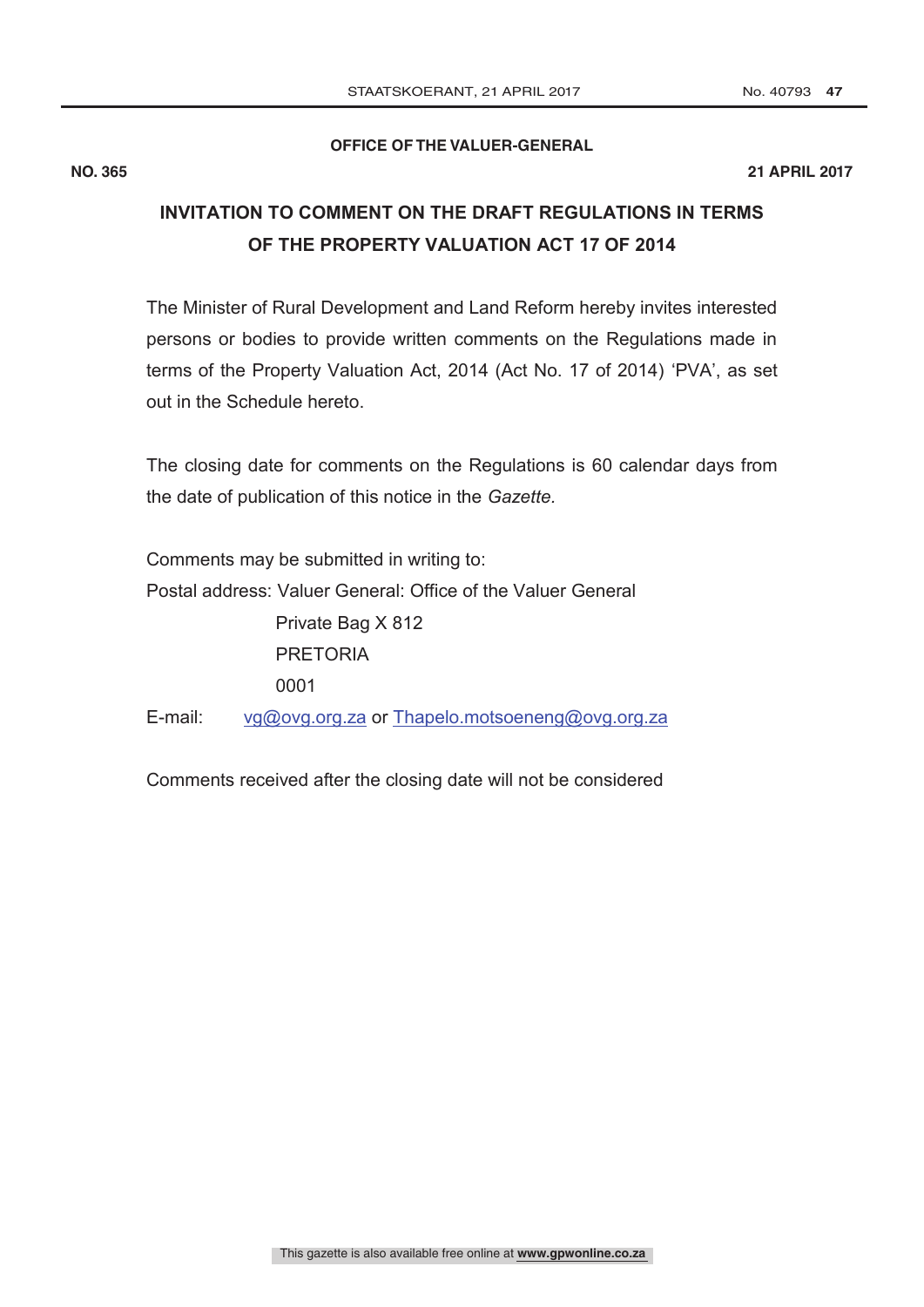**OFFICE OF THE VALUER-GENERAL**

**NO. 365** **21 APRIL 2017**

# INVITATION TO COMMENT ON THE DRAFT REGULATIONS IN TERMS OF THE PROPERTY VALUATION ACT 17 OF 2014

The Minister of Rural Development and Land Reform hereby invites interested persons or bodies to provide written comments on the Regulations made in terms of the Property Valuation Act, 2014 (Act No. 17 of 2014) 'PVA', as set out in the Schedule hereto.

The closing date for comments on the Regulations is 60 calendar days from the date of publication of this notice in the *Gazette.*

Comments may be submitted in writing to:

Postal address: Valuer General: Office of the Valuer General
Private Bag X 812
PRETORIA
0001

E-mail: vg@ovg.org.za or Thapelo.motsoeneng@ovg.org.za

Comments received after the closing date will not be considered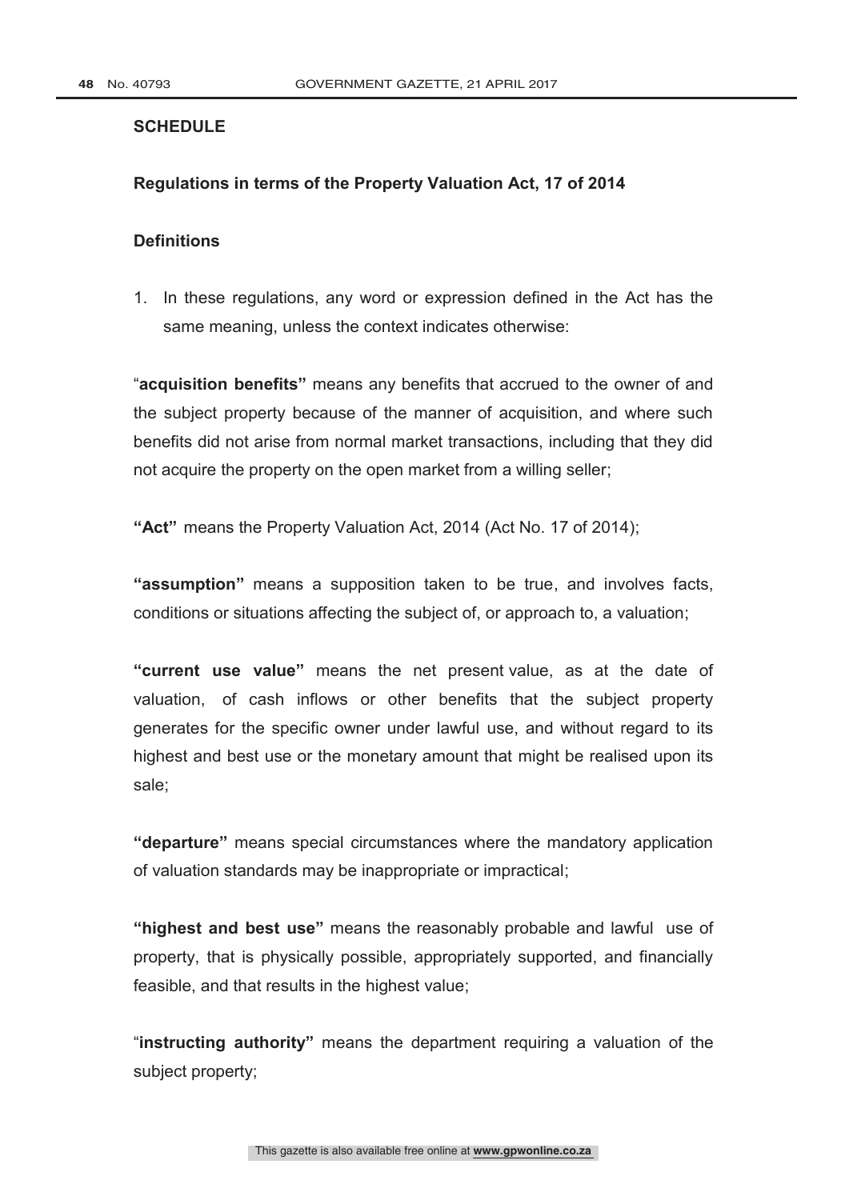## SCHEDULE

### Regulations in terms of the Property Valuation Act, 17 of 2014

#### Definitions

1. In these regulations, any word or expression defined in the Act has the same meaning, unless the context indicates otherwise:

"**acquisition benefits"** means any benefits that accrued to the owner of and the subject property because of the manner of acquisition, and where such benefits did not arise from normal market transactions, including that they did not acquire the property on the open market from a willing seller;

**"Act"** means the Property Valuation Act, 2014 (Act No. 17 of 2014);

**"assumption"** means a supposition taken to be true, and involves facts, conditions or situations affecting the subject of, or approach to, a valuation;

**"current use value"** means the net present value, as at the date of valuation, of cash inflows or other benefits that the subject property generates for the specific owner under lawful use, and without regard to its highest and best use or the monetary amount that might be realised upon its sale;

**"departure"** means special circumstances where the mandatory application of valuation standards may be inappropriate or impractical;

**"highest and best use"** means the reasonably probable and lawful use of property, that is physically possible, appropriately supported, and financially feasible, and that results in the highest value;

"**instructing authority"** means the department requiring a valuation of the subject property;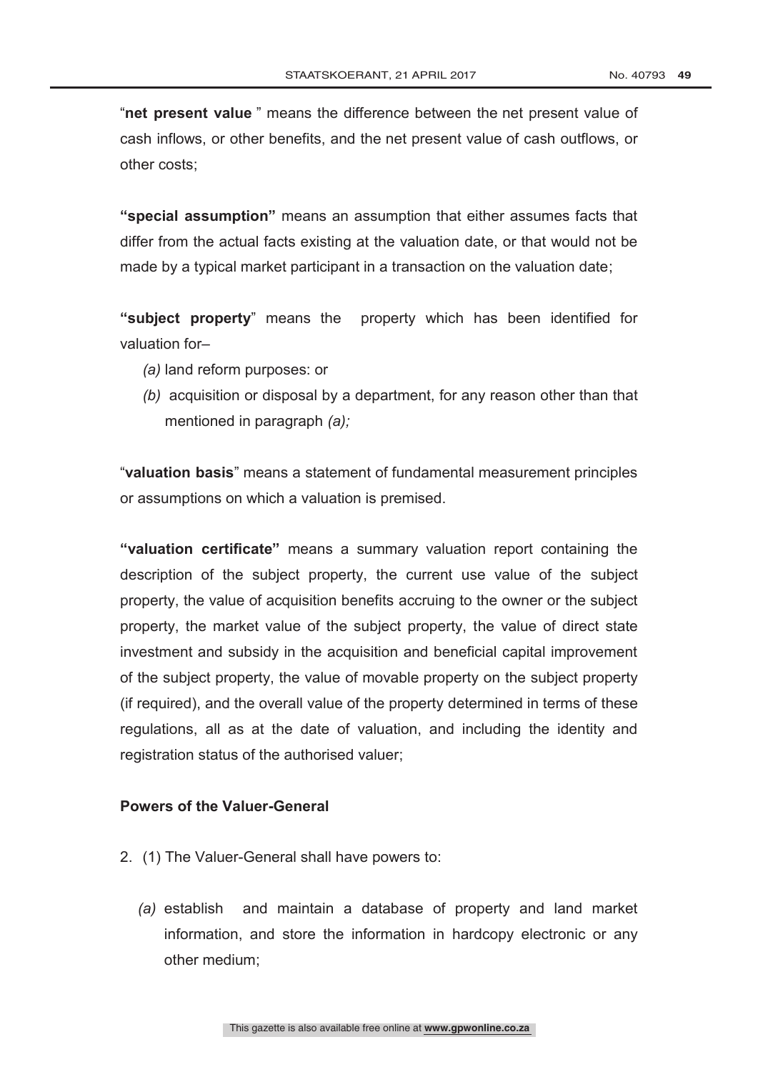"**net present value** " means the difference between the net present value of cash inflows, or other benefits, and the net present value of cash outflows, or other costs;

**"special assumption"** means an assumption that either assumes facts that differ from the actual facts existing at the valuation date, or that would not be made by a typical market participant in a transaction on the valuation date;

**"subject property**" means the property which has been identified for valuation for–

*(a)* land reform purposes: or

*(b)* acquisition or disposal by a department, for any reason other than that mentioned in paragraph *(a);*

"**valuation basis**" means a statement of fundamental measurement principles or assumptions on which a valuation is premised.

**"valuation certificate"** means a summary valuation report containing the description of the subject property, the current use value of the subject property, the value of acquisition benefits accruing to the owner or the subject property, the market value of the subject property, the value of direct state investment and subsidy in the acquisition and beneficial capital improvement of the subject property, the value of movable property on the subject property (if required), and the overall value of the property determined in terms of these regulations, all as at the date of valuation, and including the identity and registration status of the authorised valuer;

**Powers of the Valuer-General**

2. (1) The Valuer-General shall have powers to:

*(a)* establish and maintain a database of property and land market information, and store the information in hardcopy electronic or any other medium;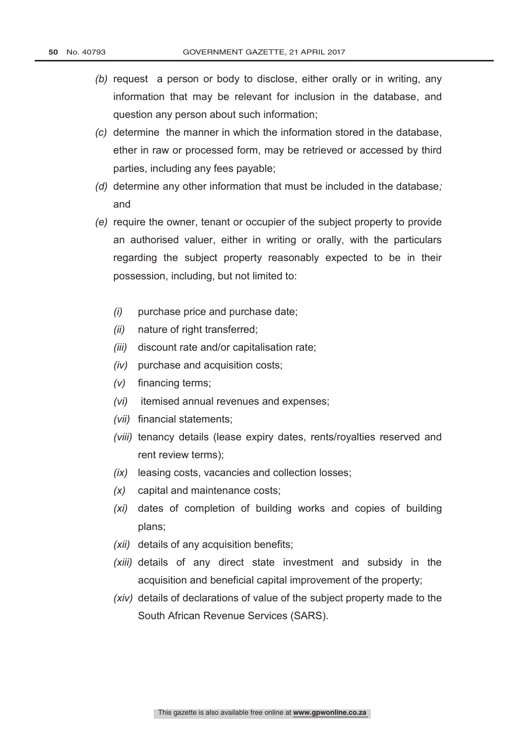*(b)* request a person or body to disclose, either orally or in writing, any information that may be relevant for inclusion in the database, and question any person about such information;

*(c)* determine the manner in which the information stored in the database, ether in raw or processed form, may be retrieved or accessed by third parties, including any fees payable;

*(d)* determine any other information that must be included in the database*;* and

*(e)* require the owner, tenant or occupier of the subject property to provide an authorised valuer, either in writing or orally, with the particulars regarding the subject property reasonably expected to be in their possession, including, but not limited to:

  *(i)* purchase price and purchase date;

  *(ii)* nature of right transferred;

  *(iii)* discount rate and/or capitalisation rate;

  *(iv)* purchase and acquisition costs;

  *(v)* financing terms;

  *(vi)* itemised annual revenues and expenses;

  *(vii)* financial statements;

  *(viii)* tenancy details (lease expiry dates, rents/royalties reserved and rent review terms);

  *(ix)* leasing costs, vacancies and collection losses;

  *(x)* capital and maintenance costs;

  *(xi)* dates of completion of building works and copies of building plans;

  *(xii)* details of any acquisition benefits;

  *(xiii)* details of any direct state investment and subsidy in the acquisition and beneficial capital improvement of the property;

  *(xiv)* details of declarations of value of the subject property made to the South African Revenue Services (SARS).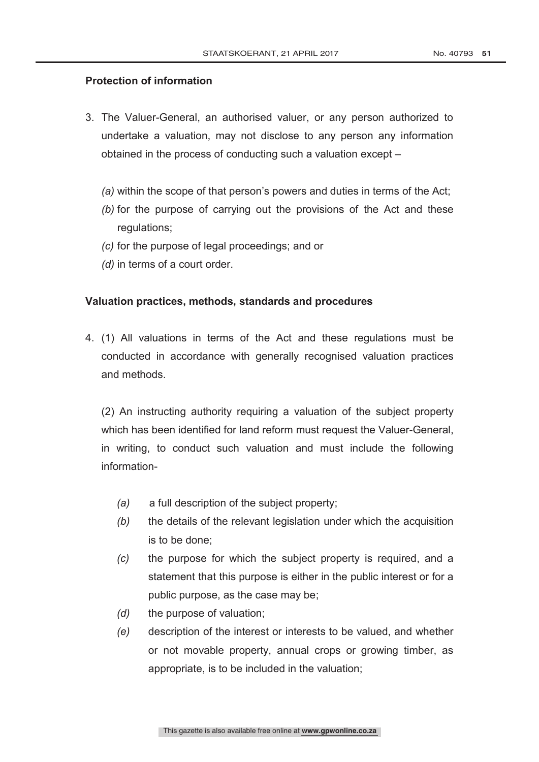**Protection of information**

3. The Valuer-General, an authorised valuer, or any person authorized to undertake a valuation, may not disclose to any person any information obtained in the process of conducting such a valuation except –

   *(a)* within the scope of that person's powers and duties in terms of the Act;
   *(b)* for the purpose of carrying out the provisions of the Act and these regulations;
   *(c)* for the purpose of legal proceedings; and or
   *(d)* in terms of a court order.

**Valuation practices, methods, standards and procedures**

4. (1) All valuations in terms of the Act and these regulations must be conducted in accordance with generally recognised valuation practices and methods.

   (2) An instructing authority requiring a valuation of the subject property which has been identified for land reform must request the Valuer-General, in writing, to conduct such valuation and must include the following information-

   *(a)* a full description of the subject property;
   *(b)* the details of the relevant legislation under which the acquisition is to be done;
   *(c)* the purpose for which the subject property is required, and a statement that this purpose is either in the public interest or for a public purpose, as the case may be;
   *(d)* the purpose of valuation;
   *(e)* description of the interest or interests to be valued, and whether or not movable property, annual crops or growing timber, as appropriate, is to be included in the valuation;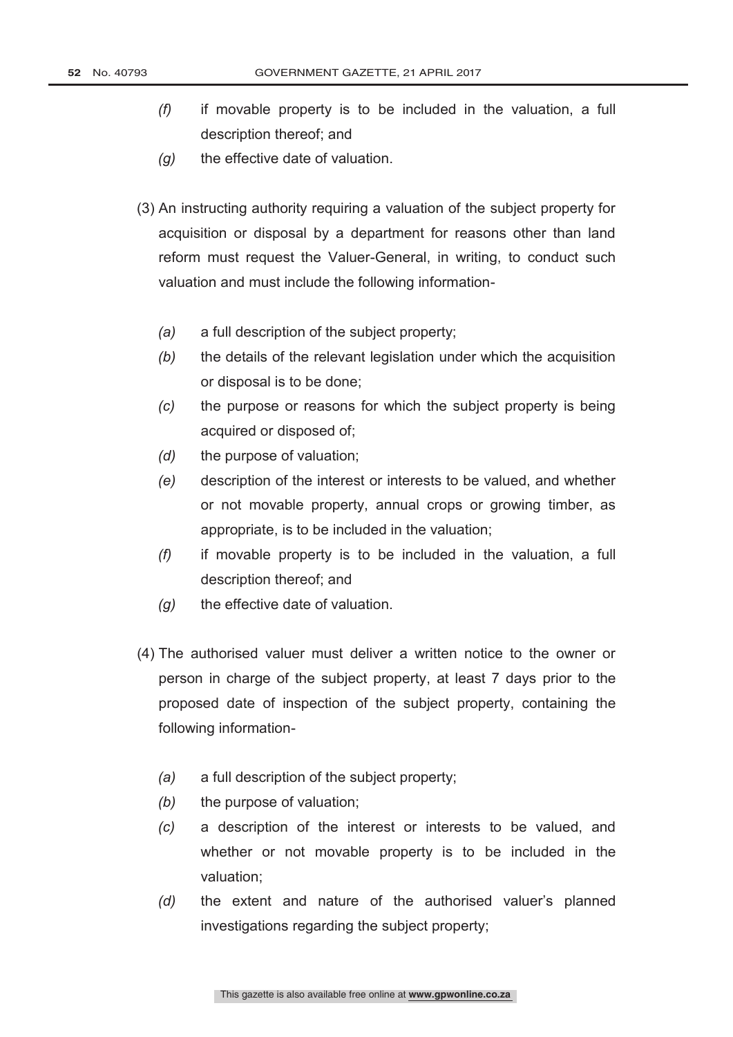*(f)* if movable property is to be included in the valuation, a full description thereof; and

*(g)* the effective date of valuation.

(3) An instructing authority requiring a valuation of the subject property for acquisition or disposal by a department for reasons other than land reform must request the Valuer-General, in writing, to conduct such valuation and must include the following information-

*(a)* a full description of the subject property;

*(b)* the details of the relevant legislation under which the acquisition or disposal is to be done;

*(c)* the purpose or reasons for which the subject property is being acquired or disposed of;

*(d)* the purpose of valuation;

*(e)* description of the interest or interests to be valued, and whether or not movable property, annual crops or growing timber, as appropriate, is to be included in the valuation;

*(f)* if movable property is to be included in the valuation, a full description thereof; and

*(g)* the effective date of valuation.

(4) The authorised valuer must deliver a written notice to the owner or person in charge of the subject property, at least 7 days prior to the proposed date of inspection of the subject property, containing the following information-

*(a)* a full description of the subject property;

*(b)* the purpose of valuation;

*(c)* a description of the interest or interests to be valued, and whether or not movable property is to be included in the valuation;

*(d)* the extent and nature of the authorised valuer's planned investigations regarding the subject property;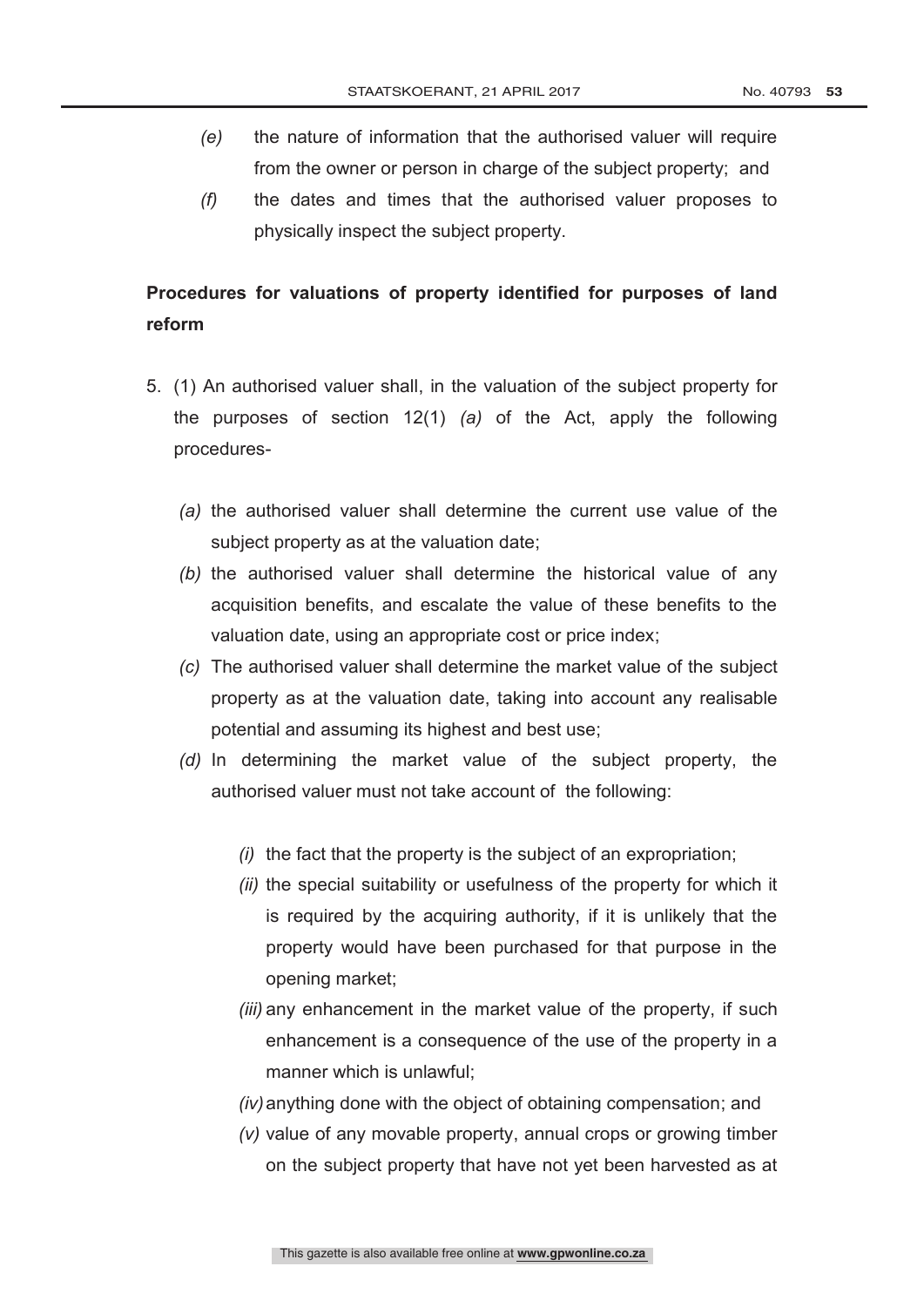*(e)* the nature of information that the authorised valuer will require from the owner or person in charge of the subject property; and

*(f)* the dates and times that the authorised valuer proposes to physically inspect the subject property.

**Procedures for valuations of property identified for purposes of land reform**

5. (1) An authorised valuer shall, in the valuation of the subject property for the purposes of section 12(1) *(a)* of the Act, apply the following procedures-

*(a)* the authorised valuer shall determine the current use value of the subject property as at the valuation date;

*(b)* the authorised valuer shall determine the historical value of any acquisition benefits, and escalate the value of these benefits to the valuation date, using an appropriate cost or price index;

*(c)* The authorised valuer shall determine the market value of the subject property as at the valuation date, taking into account any realisable potential and assuming its highest and best use;

*(d)* In determining the market value of the subject property, the authorised valuer must not take account of the following:

*(i)* the fact that the property is the subject of an expropriation;

*(ii)* the special suitability or usefulness of the property for which it is required by the acquiring authority, if it is unlikely that the property would have been purchased for that purpose in the opening market;

*(iii)* any enhancement in the market value of the property, if such enhancement is a consequence of the use of the property in a manner which is unlawful;

*(iv)* anything done with the object of obtaining compensation; and

*(v)* value of any movable property, annual crops or growing timber on the subject property that have not yet been harvested as at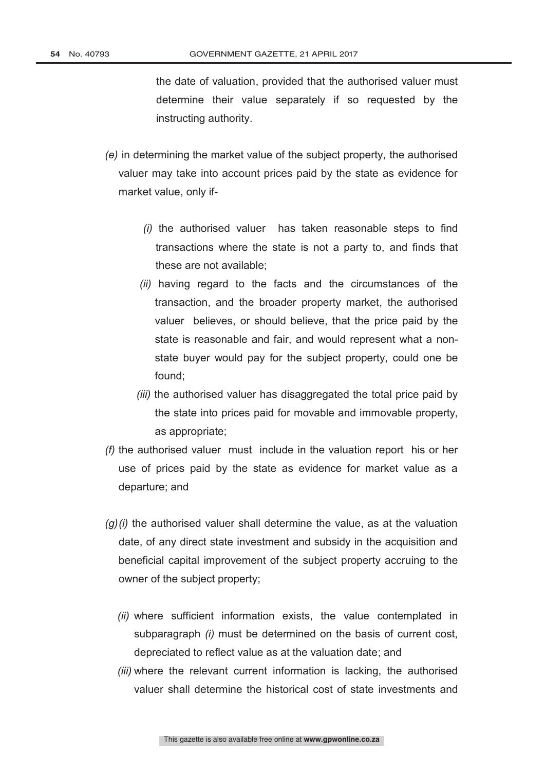the date of valuation, provided that the authorised valuer must determine their value separately if so requested by the instructing authority.

*(e)* in determining the market value of the subject property, the authorised valuer may take into account prices paid by the state as evidence for market value, only if-

*(i)* the authorised valuer has taken reasonable steps to find transactions where the state is not a party to, and finds that these are not available;

*(ii)* having regard to the facts and the circumstances of the transaction, and the broader property market, the authorised valuer believes, or should believe, that the price paid by the state is reasonable and fair, and would represent what a non-state buyer would pay for the subject property, could one be found;

*(iii)* the authorised valuer has disaggregated the total price paid by the state into prices paid for movable and immovable property, as appropriate;

*(f)* the authorised valuer must include in the valuation report his or her use of prices paid by the state as evidence for market value as a departure; and

*(g)(i)* the authorised valuer shall determine the value, as at the valuation date, of any direct state investment and subsidy in the acquisition and beneficial capital improvement of the subject property accruing to the owner of the subject property;

*(ii)* where sufficient information exists, the value contemplated in subparagraph *(i)* must be determined on the basis of current cost, depreciated to reflect value as at the valuation date; and

*(iii)* where the relevant current information is lacking, the authorised valuer shall determine the historical cost of state investments and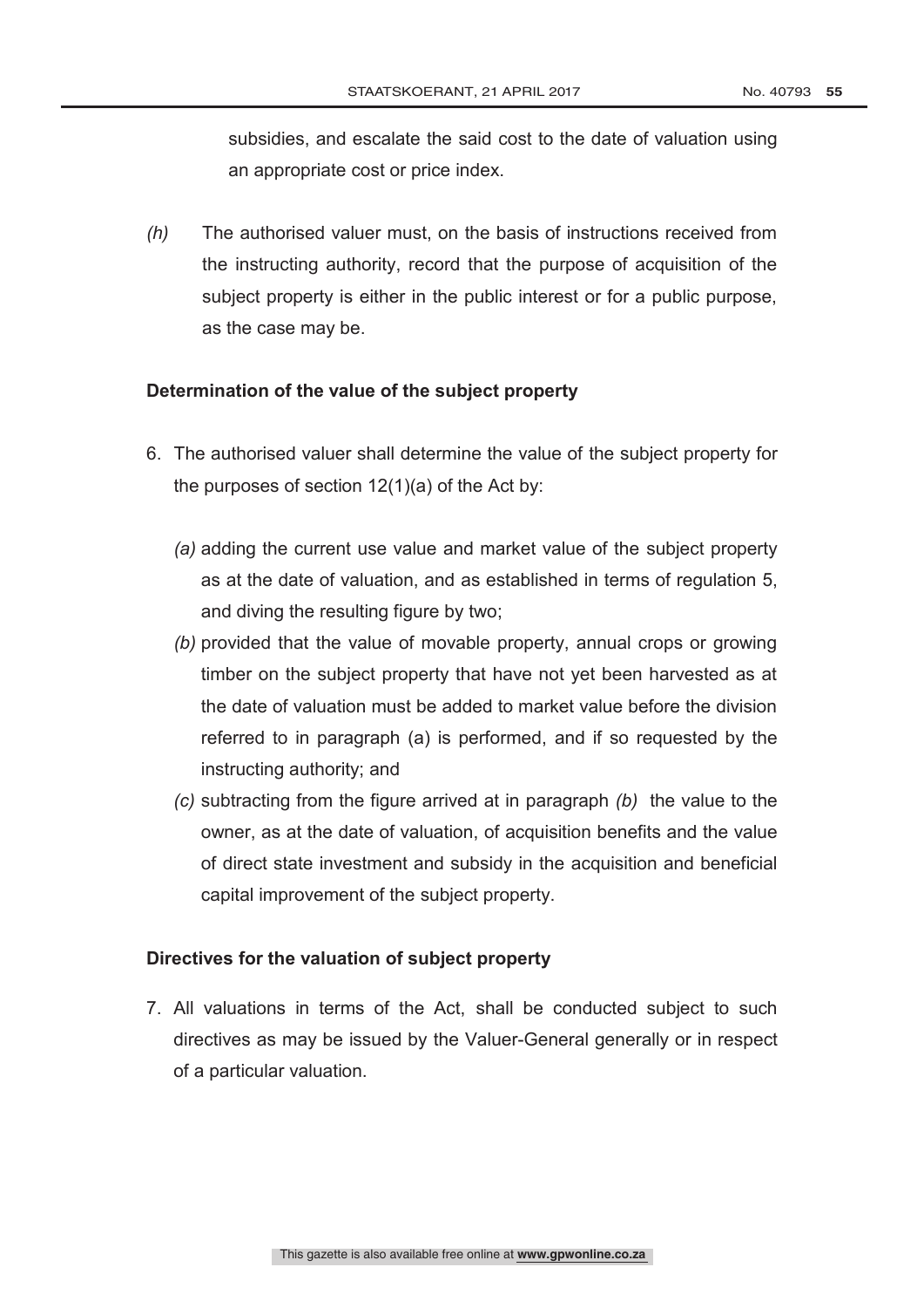subsidies, and escalate the said cost to the date of valuation using an appropriate cost or price index.

*(h)* The authorised valuer must, on the basis of instructions received from the instructing authority, record that the purpose of acquisition of the subject property is either in the public interest or for a public purpose, as the case may be.

**Determination of the value of the subject property**

6. The authorised valuer shall determine the value of the subject property for the purposes of section 12(1)(a) of the Act by:

   *(a)* adding the current use value and market value of the subject property as at the date of valuation, and as established in terms of regulation 5, and diving the resulting figure by two;

   *(b)* provided that the value of movable property, annual crops or growing timber on the subject property that have not yet been harvested as at the date of valuation must be added to market value before the division referred to in paragraph (a) is performed, and if so requested by the instructing authority; and

   *(c)* subtracting from the figure arrived at in paragraph *(b)* the value to the owner, as at the date of valuation, of acquisition benefits and the value of direct state investment and subsidy in the acquisition and beneficial capital improvement of the subject property.

**Directives for the valuation of subject property**

7. All valuations in terms of the Act, shall be conducted subject to such directives as may be issued by the Valuer-General generally or in respect of a particular valuation.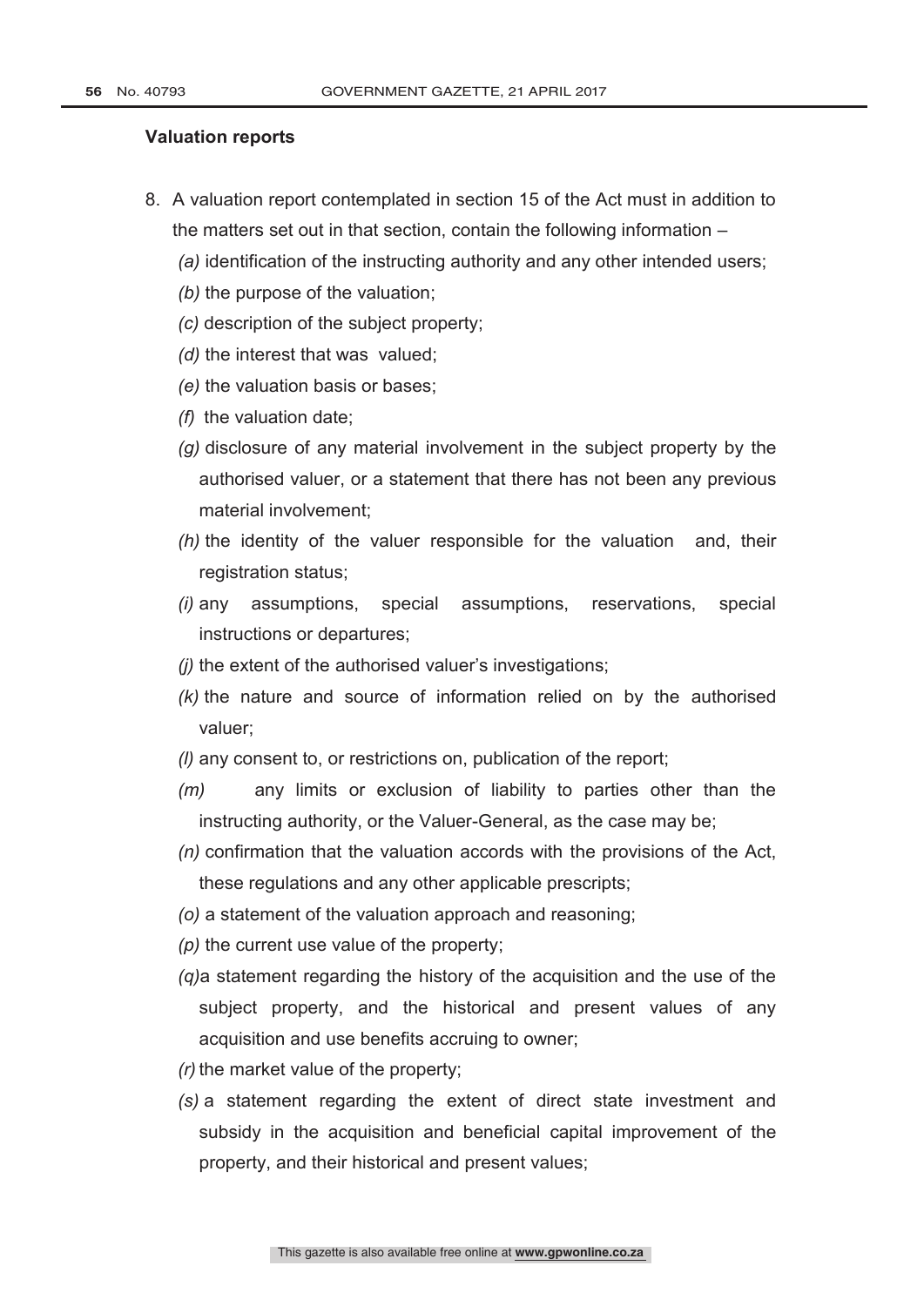**Valuation reports**

8. A valuation report contemplated in section 15 of the Act must in addition to the matters set out in that section, contain the following information –

   *(a)* identification of the instructing authority and any other intended users;

   *(b)* the purpose of the valuation;

   *(c)* description of the subject property;

   *(d)* the interest that was valued;

   *(e)* the valuation basis or bases;

   *(f)* the valuation date;

   *(g)* disclosure of any material involvement in the subject property by the authorised valuer, or a statement that there has not been any previous material involvement;

   *(h)* the identity of the valuer responsible for the valuation and, their registration status;

   *(i)* any assumptions, special assumptions, reservations, special instructions or departures;

   *(j)* the extent of the authorised valuer's investigations;

   *(k)* the nature and source of information relied on by the authorised valuer;

   *(l)* any consent to, or restrictions on, publication of the report;

   *(m)* any limits or exclusion of liability to parties other than the instructing authority, or the Valuer-General, as the case may be;

   *(n)* confirmation that the valuation accords with the provisions of the Act, these regulations and any other applicable prescripts;

   *(o)* a statement of the valuation approach and reasoning;

   *(p)* the current use value of the property;

   *(q)* a statement regarding the history of the acquisition and the use of the subject property, and the historical and present values of any acquisition and use benefits accruing to owner;

   *(r)* the market value of the property;

   *(s)* a statement regarding the extent of direct state investment and subsidy in the acquisition and beneficial capital improvement of the property, and their historical and present values;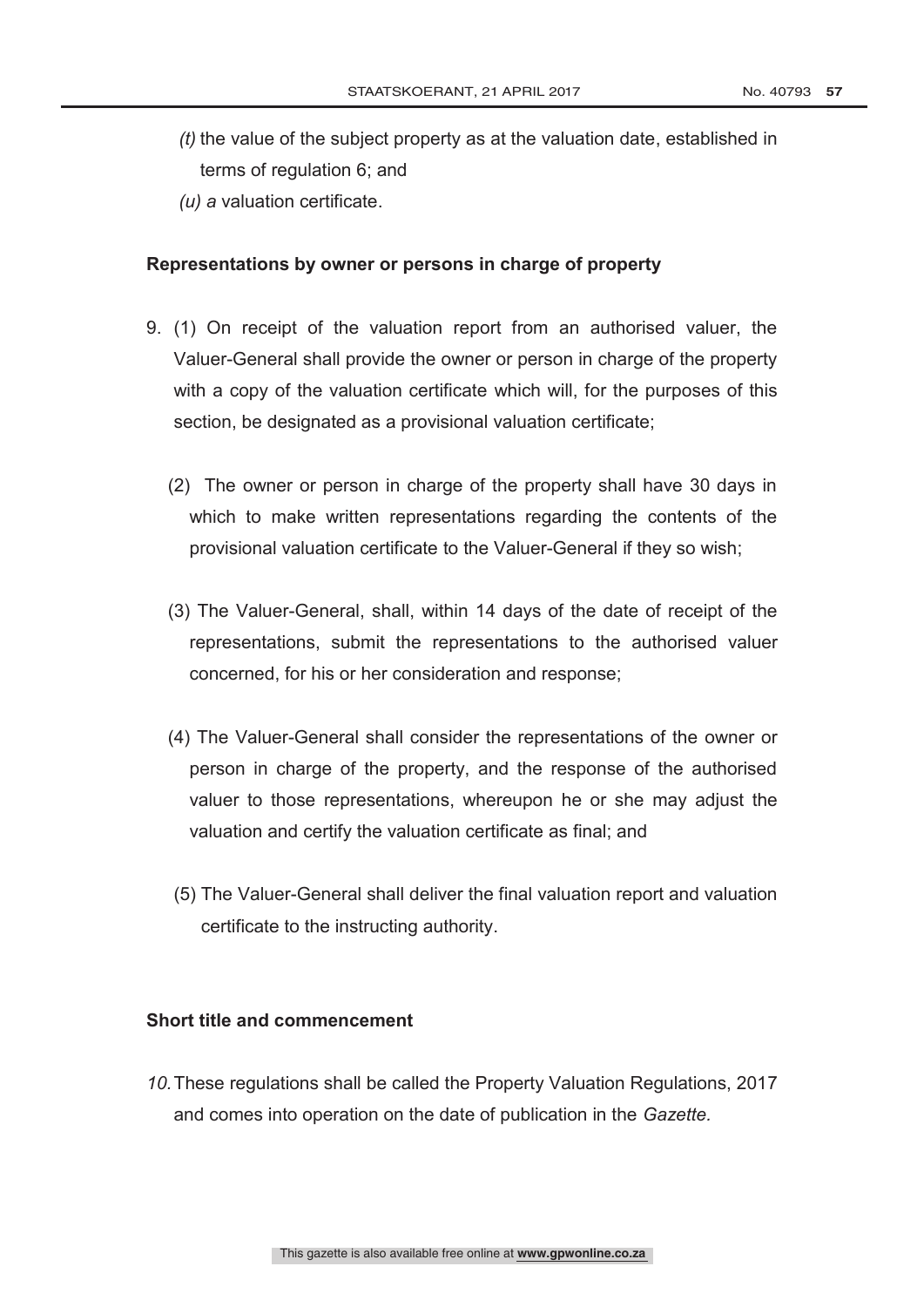*(t)* the value of the subject property as at the valuation date, established in terms of regulation 6; and

*(u) a* valuation certificate.

**Representations by owner or persons in charge of property**

9. (1) On receipt of the valuation report from an authorised valuer, the Valuer-General shall provide the owner or person in charge of the property with a copy of the valuation certificate which will, for the purposes of this section, be designated as a provisional valuation certificate;

(2) The owner or person in charge of the property shall have 30 days in which to make written representations regarding the contents of the provisional valuation certificate to the Valuer-General if they so wish;

(3) The Valuer-General, shall, within 14 days of the date of receipt of the representations, submit the representations to the authorised valuer concerned, for his or her consideration and response;

(4) The Valuer-General shall consider the representations of the owner or person in charge of the property, and the response of the authorised valuer to those representations, whereupon he or she may adjust the valuation and certify the valuation certificate as final; and

(5) The Valuer-General shall deliver the final valuation report and valuation certificate to the instructing authority.

**Short title and commencement**

*10.* These regulations shall be called the Property Valuation Regulations, 2017 and comes into operation on the date of publication in the *Gazette.*